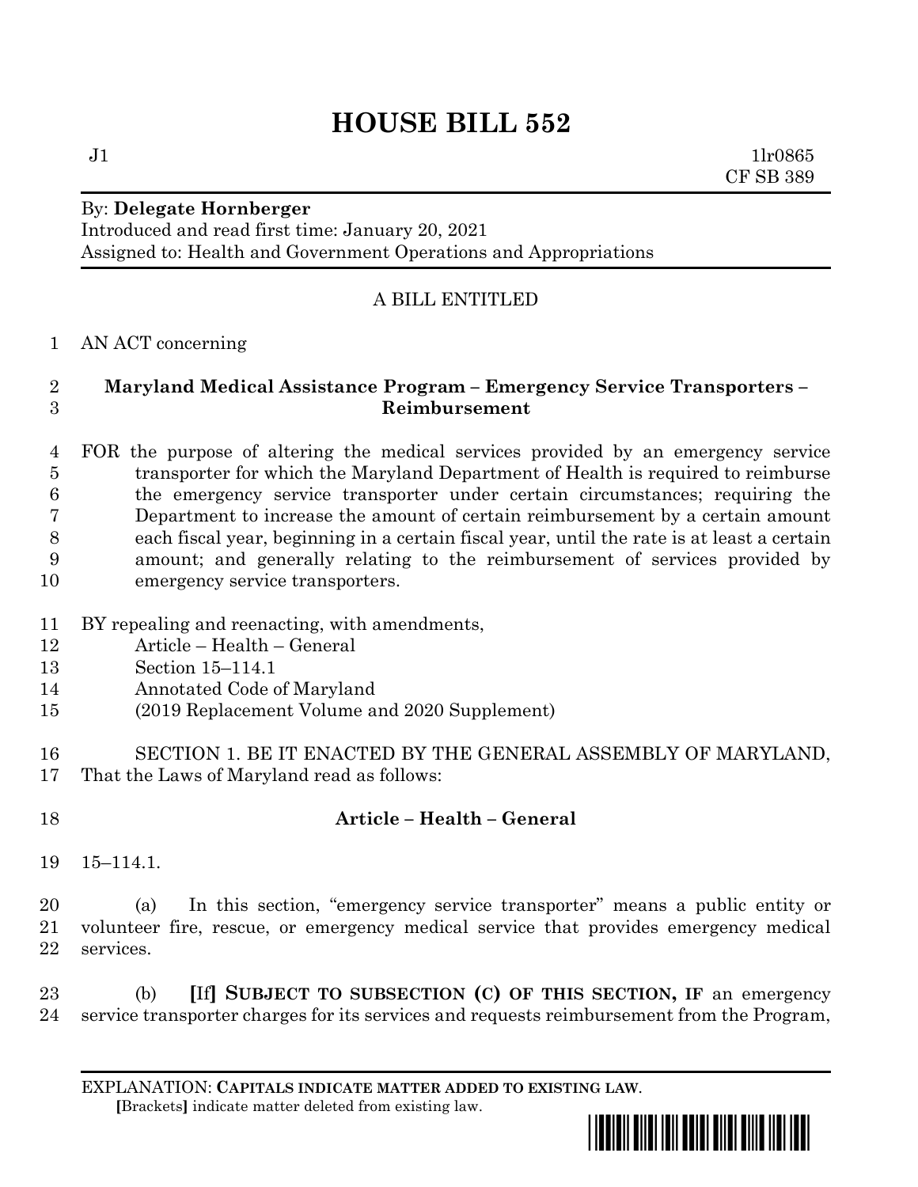# HOUSE BILL 552

J1 1lr0865
CF SB 389

By: **Delegate Hornberger**
Introduced and read first time: January 20, 2021
Assigned to: Health and Government Operations and Appropriations

A BILL ENTITLED

1 AN ACT concerning

2 **Maryland Medical Assistance Program – Emergency Service Transporters –**
3 **Reimbursement**

4 FOR the purpose of altering the medical services provided by an emergency service
5 transporter for which the Maryland Department of Health is required to reimburse
6 the emergency service transporter under certain circumstances; requiring the
7 Department to increase the amount of certain reimbursement by a certain amount
8 each fiscal year, beginning in a certain fiscal year, until the rate is at least a certain
9 amount; and generally relating to the reimbursement of services provided by
10 emergency service transporters.

11 BY repealing and reenacting, with amendments,
12 Article – Health – General
13 Section 15–114.1
14 Annotated Code of Maryland
15 (2019 Replacement Volume and 2020 Supplement)

16 SECTION 1. BE IT ENACTED BY THE GENERAL ASSEMBLY OF MARYLAND,
17 That the Laws of Maryland read as follows:

18 **Article – Health – General**

19 15–114.1.

20 (a) In this section, "emergency service transporter" means a public entity or
21 volunteer fire, rescue, or emergency medical service that provides emergency medical
22 services.

23 (b) **[**If**]** **SUBJECT TO SUBSECTION (C) OF THIS SECTION, IF** an emergency
24 service transporter charges for its services and requests reimbursement from the Program,

EXPLANATION: **CAPITALS INDICATE MATTER ADDED TO EXISTING LAW.**
**[**Brackets**]** indicate matter deleted from existing law.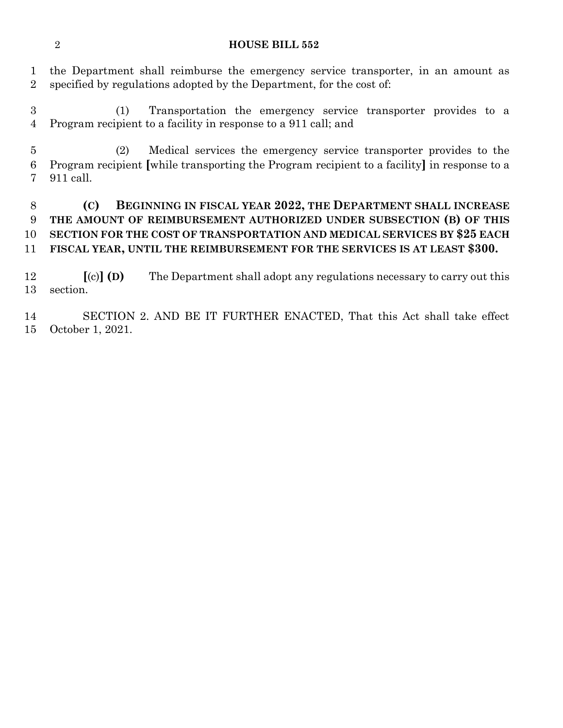the Department shall reimburse the emergency service transporter, in an amount as specified by regulations adopted by the Department, for the cost of:

(1) Transportation the emergency service transporter provides to a Program recipient to a facility in response to a 911 call; and

(2) Medical services the emergency service transporter provides to the Program recipient [while transporting the Program recipient to a facility] in response to a 911 call.

**(C) BEGINNING IN FISCAL YEAR 2022, THE DEPARTMENT SHALL INCREASE THE AMOUNT OF REIMBURSEMENT AUTHORIZED UNDER SUBSECTION (B) OF THIS SECTION FOR THE COST OF TRANSPORTATION AND MEDICAL SERVICES BY $25 EACH FISCAL YEAR, UNTIL THE REIMBURSEMENT FOR THE SERVICES IS AT LEAST $300.**

[(c)] **(D)** The Department shall adopt any regulations necessary to carry out this section.

SECTION 2. AND BE IT FURTHER ENACTED, That this Act shall take effect October 1, 2021.